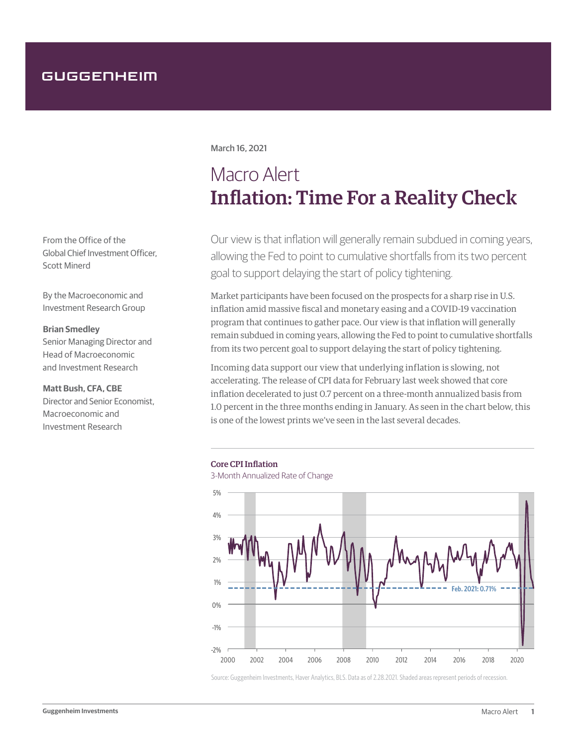GUGGENHEIM

March 16, 2021

# Macro Alert
# Inflation: Time For a Reality Check

From the Office of the Global Chief Investment Officer, Scott Minerd

By the Macroeconomic and Investment Research Group

**Brian Smedley**
Senior Managing Director and Head of Macroeconomic and Investment Research

**Matt Bush, CFA, CBE**
Director and Senior Economist, Macroeconomic and Investment Research

Our view is that inflation will generally remain subdued in coming years, allowing the Fed to point to cumulative shortfalls from its two percent goal to support delaying the start of policy tightening.

Market participants have been focused on the prospects for a sharp rise in U.S. inflation amid massive fiscal and monetary easing and a COVID-19 vaccination program that continues to gather pace. Our view is that inflation will generally remain subdued in coming years, allowing the Fed to point to cumulative shortfalls from its two percent goal to support delaying the start of policy tightening.

Incoming data support our view that underlying inflation is slowing, not accelerating. The release of CPI data for February last week showed that core inflation decelerated to just 0.7 percent on a three-month annualized basis from 1.0 percent in the three months ending in January. As seen in the chart below, this is one of the lowest prints we've seen in the last several decades.

**Core CPI Inflation**
3-Month Annualized Rate of Change

Source: Guggenheim Investments, Haver Analytics, BLS. Data as of 2.28.2021. Shaded areas represent periods of recession.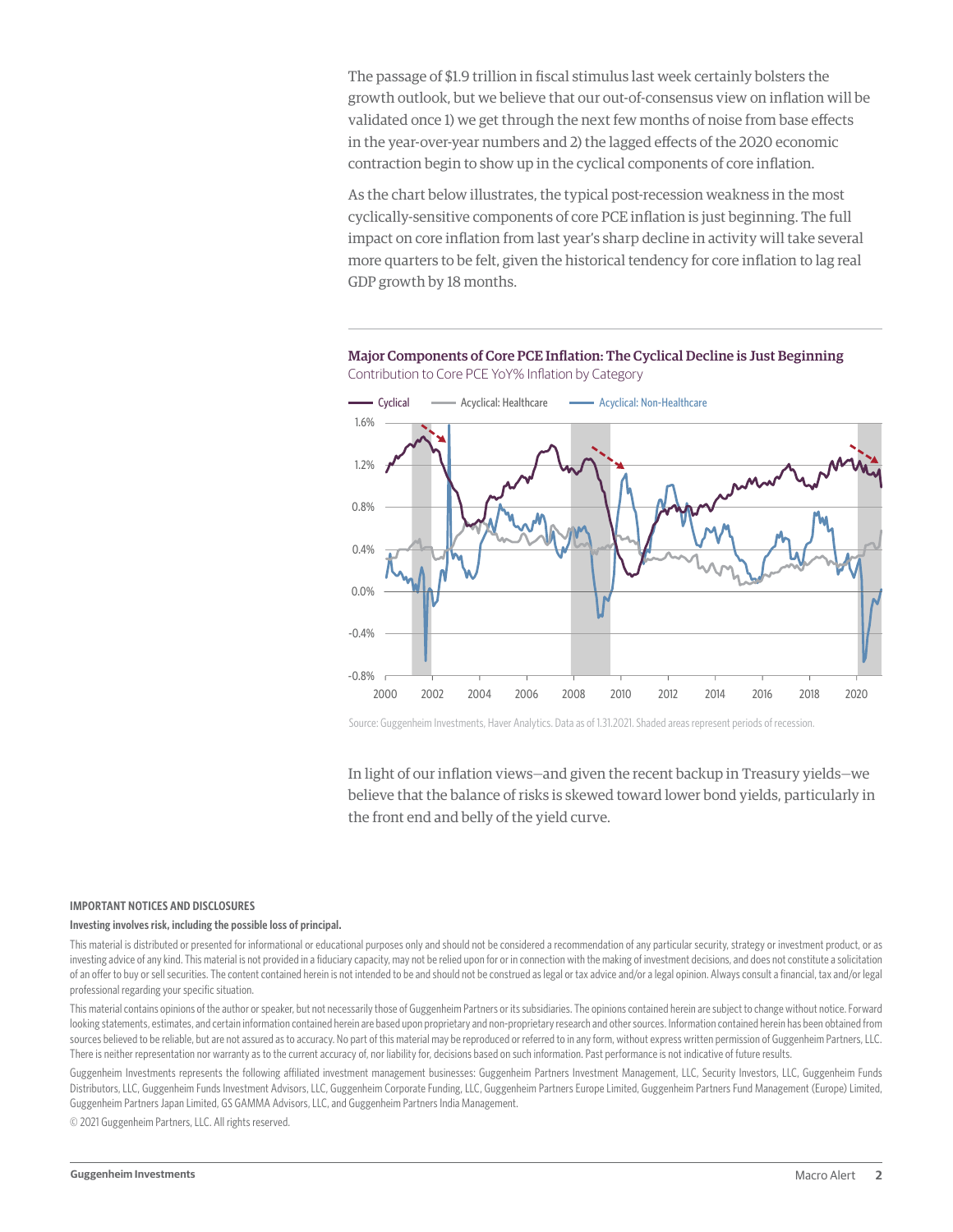The passage of $1.9 trillion in fiscal stimulus last week certainly bolsters the growth outlook, but we believe that our out-of-consensus view on inflation will be validated once 1) we get through the next few months of noise from base effects in the year-over-year numbers and 2) the lagged effects of the 2020 economic contraction begin to show up in the cyclical components of core inflation.

As the chart below illustrates, the typical post-recession weakness in the most cyclically-sensitive components of core PCE inflation is just beginning. The full impact on core inflation from last year's sharp decline in activity will take several more quarters to be felt, given the historical tendency for core inflation to lag real GDP growth by 18 months.

**Major Components of Core PCE Inflation: The Cyclical Decline is Just Beginning**

Contribution to Core PCE YoY% Inflation by Category

Cyclical
Acyclical: Healthcare
Acyclical: Non-Healthcare

1.6%
1.2%
0.8%
0.4%
0.0%
-0.4%
-0.8%

2000 2002 2004 2006 2008 2010 2012 2014 2016 2018 2020

Source: Guggenheim Investments, Haver Analytics. Data as of 1.31.2021. Shaded areas represent periods of recession.

In light of our inflation views—and given the recent backup in Treasury yields—we believe that the balance of risks is skewed toward lower bond yields, particularly in the front end and belly of the yield curve.

**IMPORTANT NOTICES AND DISCLOSURES**

**Investing involves risk, including the possible loss of principal.**

This material is distributed or presented for informational or educational purposes only and should not be considered a recommendation of any particular security, strategy or investment product, or as investing advice of any kind. This material is not provided in a fiduciary capacity, may not be relied upon for or in connection with the making of investment decisions, and does not constitute a solicitation of an offer to buy or sell securities. The content contained herein is not intended to be and should not be construed as legal or tax advice and/or a legal opinion. Always consult a financial, tax and/or legal professional regarding your specific situation.

This material contains opinions of the author or speaker, but not necessarily those of Guggenheim Partners or its subsidiaries. The opinions contained herein are subject to change without notice. Forward looking statements, estimates, and certain information contained herein are based upon proprietary and non-proprietary research and other sources. Information contained herein has been obtained from sources believed to be reliable, but are not assured as to accuracy. No part of this material may be reproduced or referred to in any form, without express written permission of Guggenheim Partners, LLC. There is neither representation nor warranty as to the current accuracy of, nor liability for, decisions based on such information. Past performance is not indicative of future results.

Guggenheim Investments represents the following affiliated investment management businesses: Guggenheim Partners Investment Management, LLC, Security Investors, LLC, Guggenheim Funds Distributors, LLC, Guggenheim Funds Investment Advisors, LLC, Guggenheim Corporate Funding, LLC, Guggenheim Partners Europe Limited, Guggenheim Partners Fund Management (Europe) Limited, Guggenheim Partners Japan Limited, GS GAMMA Advisors, LLC, and Guggenheim Partners India Management.

© 2021 Guggenheim Partners, LLC. All rights reserved.